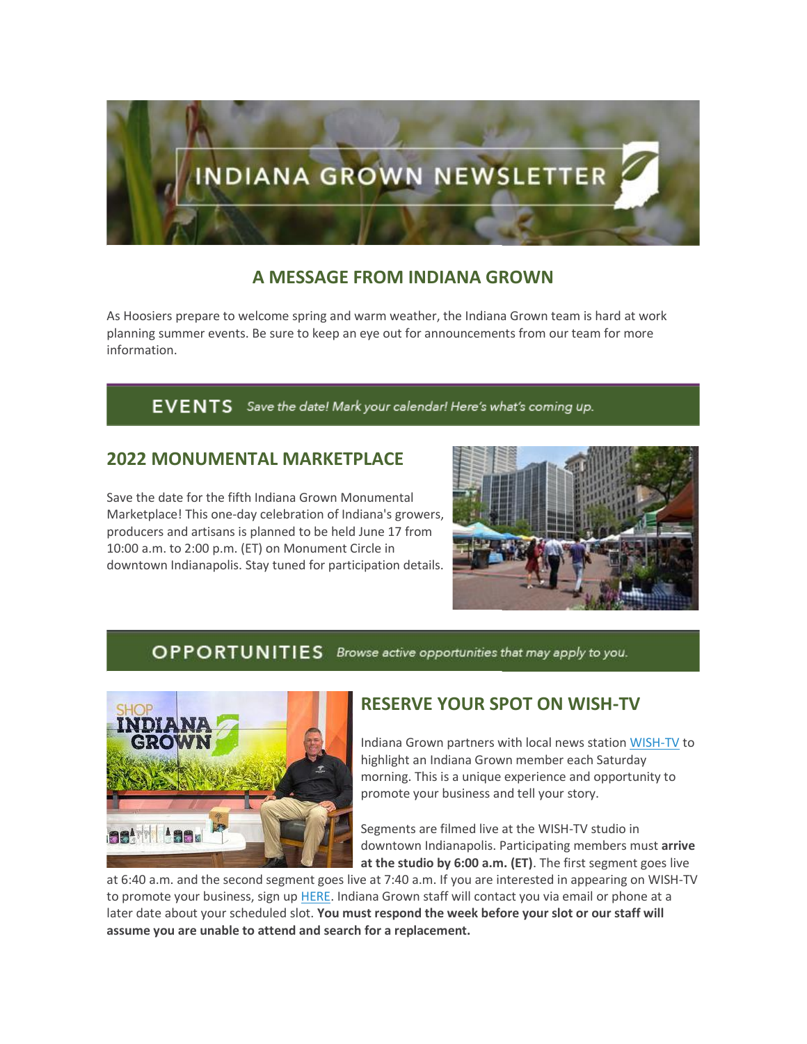# INDIANA GROWN NEWSLETTER

## A MESSAGE FROM INDIANA GROWN

As Hoosiers prepare to welcome spring and warm weather, the Indiana Grown team is hard at work planning summer events. Be sure to keep an eye out for announcements from our team for more information.

## EVENTS

*Save the date! Mark your calendar! Here's what's coming up.*

### 2022 MONUMENTAL MARKETPLACE

Save the date for the fifth Indiana Grown Monumental Marketplace! This one-day celebration of Indiana's growers, producers and artisans is planned to be held June 17 from 10:00 a.m. to 2:00 p.m. (ET) on Monument Circle in downtown Indianapolis. Stay tuned for participation details.

## OPPORTUNITIES

*Browse active opportunities that may apply to you.*

### RESERVE YOUR SPOT ON WISH-TV

Indiana Grown partners with local news station WISH-TV to highlight an Indiana Grown member each Saturday morning. This is a unique experience and opportunity to promote your business and tell your story.

Segments are filmed live at the WISH-TV studio in downtown Indianapolis. Participating members must **arrive at the studio by 6:00 a.m. (ET)**. The first segment goes live at 6:40 a.m. and the second segment goes live at 7:40 a.m. If you are interested in appearing on WISH-TV to promote your business, sign up HERE. Indiana Grown staff will contact you via email or phone at a later date about your scheduled slot. **You must respond the week before your slot or our staff will assume you are unable to attend and search for a replacement.**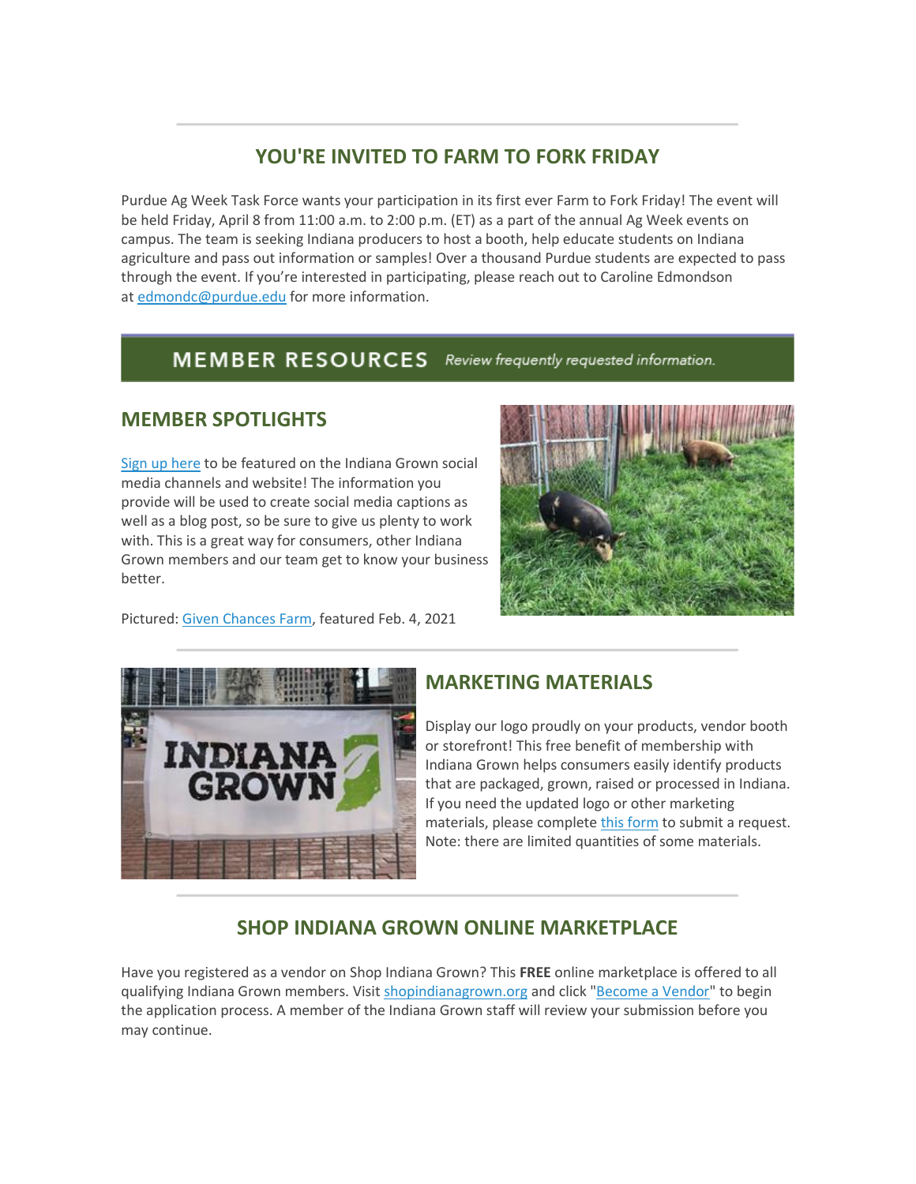## YOU'RE INVITED TO FARM TO FORK FRIDAY

Purdue Ag Week Task Force wants your participation in its first ever Farm to Fork Friday! The event will be held Friday, April 8 from 11:00 a.m. to 2:00 p.m. (ET) as a part of the annual Ag Week events on campus. The team is seeking Indiana producers to host a booth, help educate students on Indiana agriculture and pass out information or samples! Over a thousand Purdue students are expected to pass through the event. If you're interested in participating, please reach out to Caroline Edmondson at edmondc@purdue.edu for more information.

# MEMBER RESOURCES

*Review frequently requested information.*

## MEMBER SPOTLIGHTS

Sign up here to be featured on the Indiana Grown social media channels and website! The information you provide will be used to create social media captions as well as a blog post, so be sure to give us plenty to work with. This is a great way for consumers, other Indiana Grown members and our team get to know your business better.

Pictured: Given Chances Farm, featured Feb. 4, 2021

## MARKETING MATERIALS

Display our logo proudly on your products, vendor booth or storefront! This free benefit of membership with Indiana Grown helps consumers easily identify products that are packaged, grown, raised or processed in Indiana. If you need the updated logo or other marketing materials, please complete this form to submit a request. Note: there are limited quantities of some materials.

## SHOP INDIANA GROWN ONLINE MARKETPLACE

Have you registered as a vendor on Shop Indiana Grown? This **FREE** online marketplace is offered to all qualifying Indiana Grown members. Visit shopindianagrown.org and click "Become a Vendor" to begin the application process. A member of the Indiana Grown staff will review your submission before you may continue.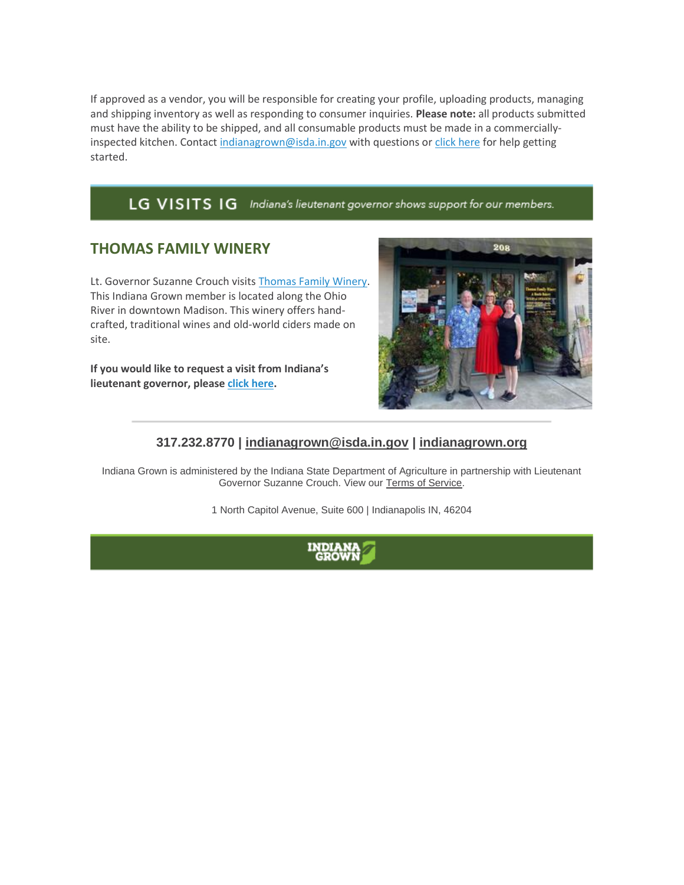If approved as a vendor, you will be responsible for creating your profile, uploading products, managing and shipping inventory as well as responding to consumer inquiries. **Please note:** all products submitted must have the ability to be shipped, and all consumable products must be made in a commercially-inspected kitchen. Contact indianagrown@isda.in.gov with questions or click here for help getting started.

## LG VISITS IG *Indiana's lieutenant governor shows support for our members.*

### THOMAS FAMILY WINERY

Lt. Governor Suzanne Crouch visits Thomas Family Winery. This Indiana Grown member is located along the Ohio River in downtown Madison. This winery offers hand-crafted, traditional wines and old-world ciders made on site.

**If you would like to request a visit from Indiana's lieutenant governor, please click here.**

---

**317.232.8770 | indianagrown@isda.in.gov | indianagrown.org**

Indiana Grown is administered by the Indiana State Department of Agriculture in partnership with Lieutenant Governor Suzanne Crouch. View our Terms of Service.

1 North Capitol Avenue, Suite 600 | Indianapolis IN, 46204

INDIANA GROWN